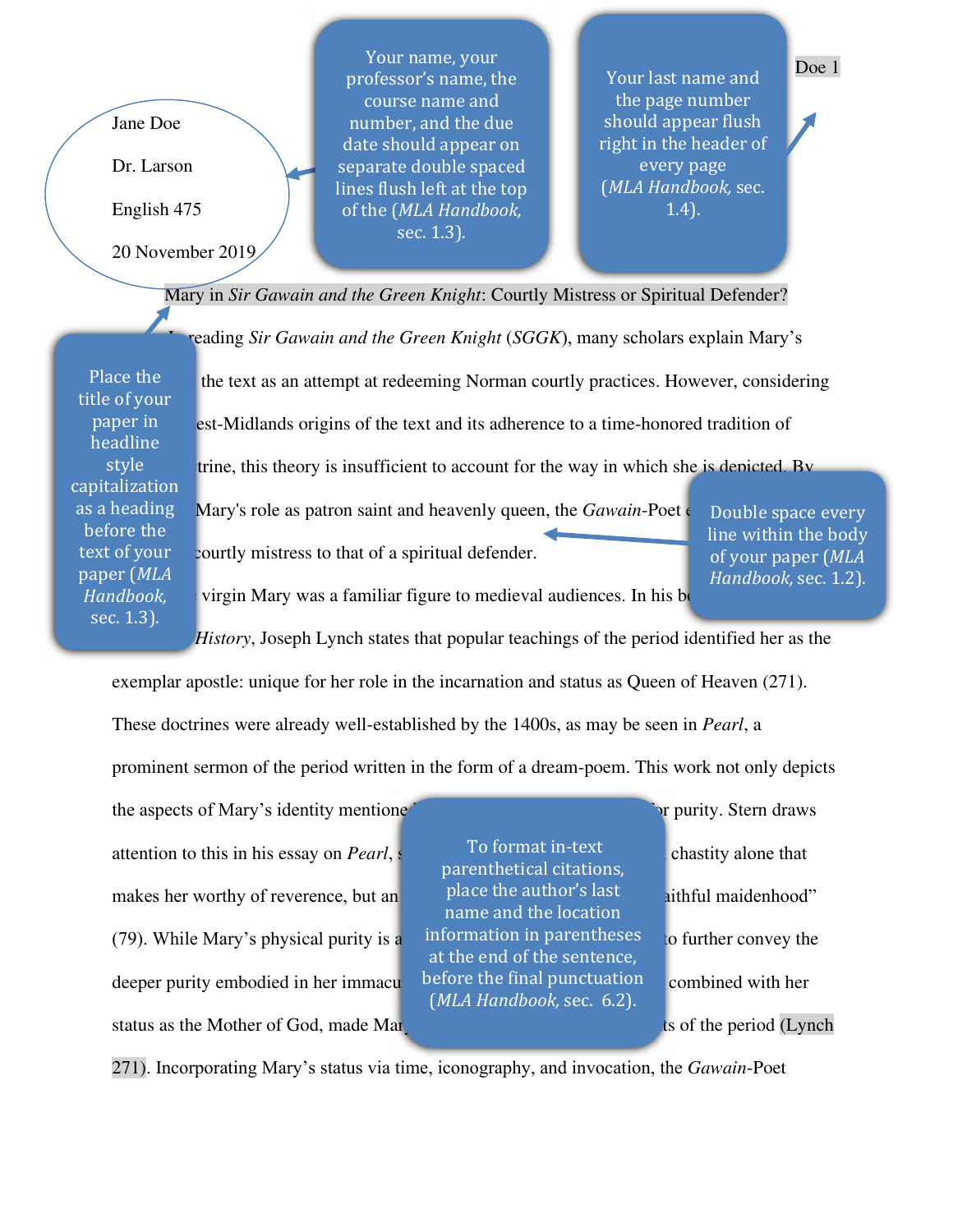Jane Doe

Dr. Larson

English 475

20 November 2019

Your name, your professor's name, the course name and number, and the due date should appear on separate double spaced lines flush left at the top of the (*MLA Handbook,* sec. 1.3).

Your last name and the page number should appear flush right in the header of every page (*MLA Handbook,* sec. 1.4).

Mary in *Sir Gawain and the Green Knight*: Courtly Mistress or Spiritual Defender?

Place the title of your paper in headline style capitalization as a heading before the text of your paper (*MLA Handbook,* sec. 1.3).

In reading *Sir Gawain and the Green Knight* (*SGGK*), many scholars explain Mary's … the text as an attempt at redeeming Norman courtly practices. However, considering … est-Midlands origins of the text and its adherence to a time-honored tradition of … trine, this theory is insufficient to account for the way in which she is depicted. By … Mary's role as patron saint and heavenly queen, the *Gawain*-Poet e… courtly mistress to that of a spiritual defender.

Double space every line within the body of your paper (*MLA Handbook,* sec. 1.2).

… virgin Mary was a familiar figure to medieval audiences. In his b… *History*, Joseph Lynch states that popular teachings of the period identified her as the exemplar apostle: unique for her role in the incarnation and status as Queen of Heaven (271). These doctrines were already well-established by the 1400s, as may be seen in *Pearl*, a prominent sermon of the period written in the form of a dream-poem. This work not only depicts the aspects of Mary's identity mentione… …r purity. Stern draws attention to this in his essay on *Pearl*, s… … chastity alone that makes her worthy of reverence, but an… …aithful maidenhood" (79). While Mary's physical purity is a… …to further convey the deeper purity embodied in her immacu… … combined with her status as the Mother of God, made Mar… …ts of the period (Lynch 271). Incorporating Mary's status via time, iconography, and invocation, the *Gawain*-Poet

To format in-text parenthetical citations, place the author's last name and the location information in parentheses at the end of the sentence, before the final punctuation (*MLA Handbook,* sec. 6.2).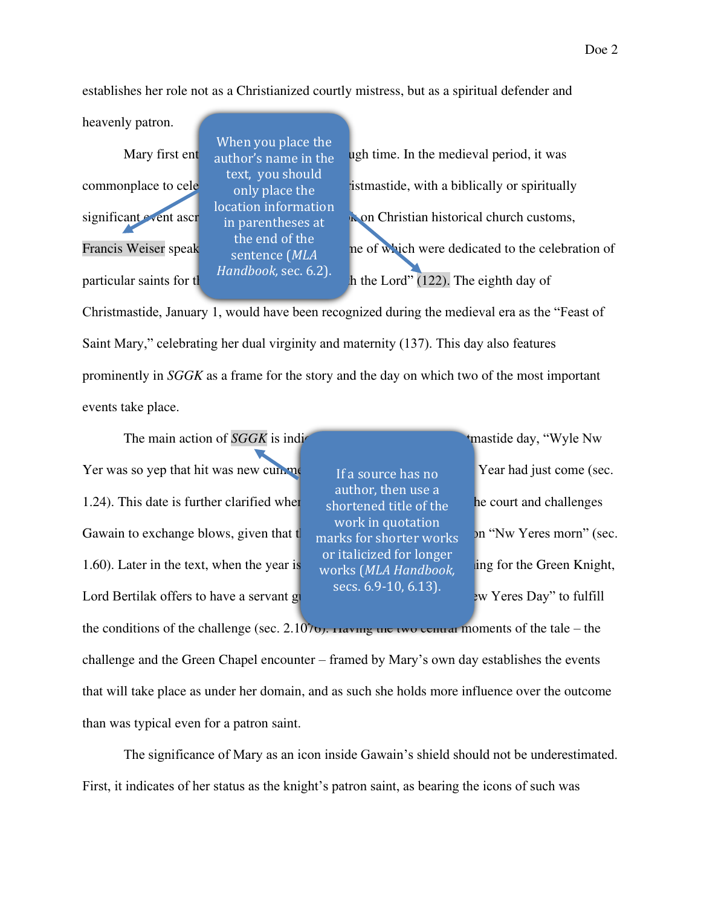establishes her role not as a Christianized courtly mistress, but as a spiritual defender and heavenly patron.

Mary first ent ugh time. In the medieval period, it was commonplace to cele istmastide, with a biblically or spiritually significant event ascr on Christian historical church customs, Francis Weiser speak me of which were dedicated to the celebration of particular saints for t h the Lord" (122). The eighth day of Christmastide, January 1, would have been recognized during the medieval era as the "Feast of Saint Mary," celebrating her dual virginity and maternity (137). This day also features prominently in *SGGK* as a frame for the story and the day on which two of the most important events take place.

When you place the author's name in the text, you should only place the location information in parentheses at the end of the sentence (*MLA Handbook,* sec. 6.2).

The main action of *SGGK* is indi tmastide day, "Wyle Nw Yer was so yep that hit was new cum Year had just come (sec. 1.24). This date is further clarified whe he court and challenges Gawain to exchange blows, given that t n "Nw Yeres morn" (sec. 1.60). Later in the text, when the year is ing for the Green Knight, Lord Bertilak offers to have a servant g w Yeres Day" to fulfill the conditions of the challenge (sec. 2.1076). Having the two central moments of the tale – the challenge and the Green Chapel encounter – framed by Mary's own day establishes the events that will take place as under her domain, and as such she holds more influence over the outcome than was typical even for a patron saint.

If a source has no author, then use a shortened title of the work in quotation marks for shorter works or italicized for longer works (*MLA Handbook,* secs. 6.9-10, 6.13).

The significance of Mary as an icon inside Gawain's shield should not be underestimated. First, it indicates of her status as the knight's patron saint, as bearing the icons of such was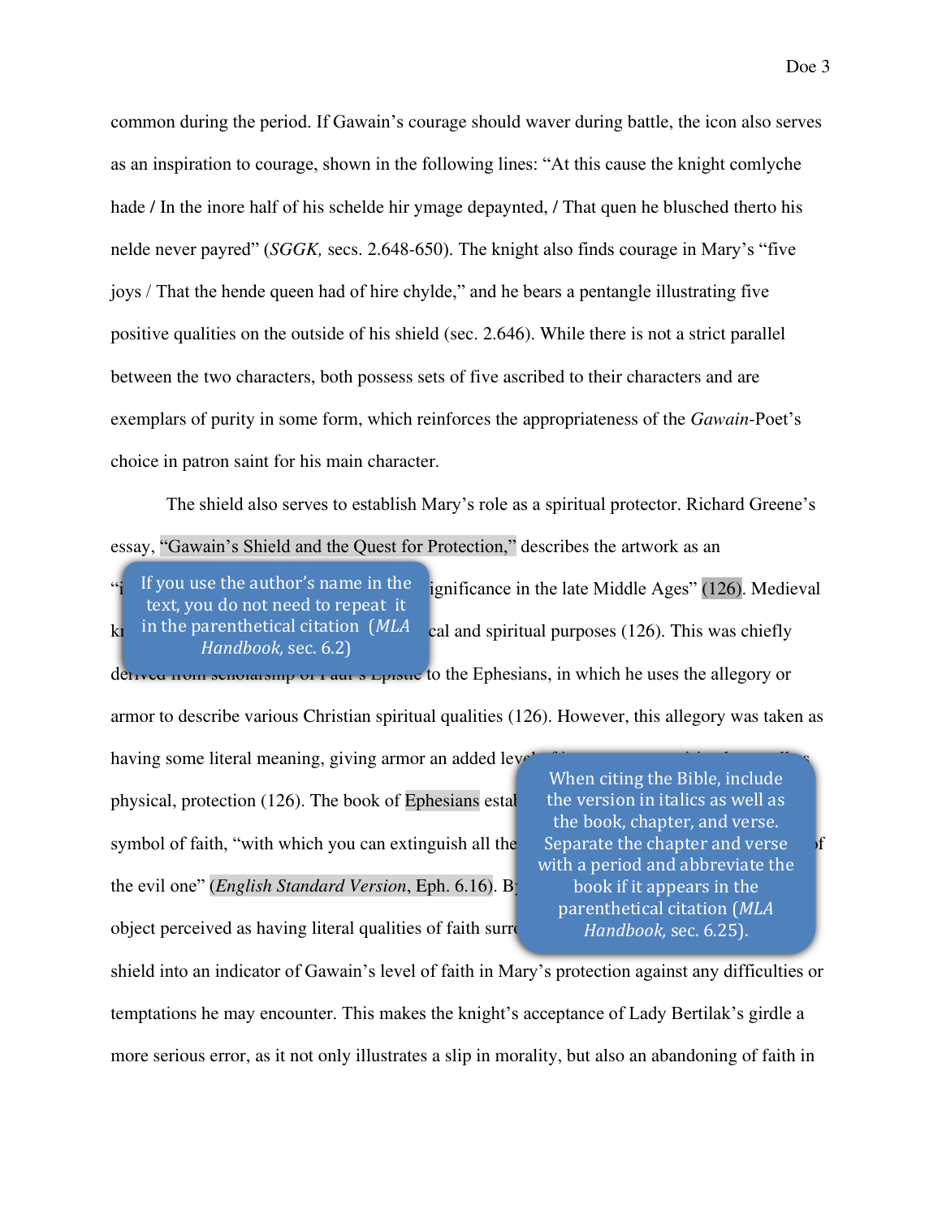common during the period. If Gawain's courage should waver during battle, the icon also serves as an inspiration to courage, shown in the following lines: "At this cause the knight comlyche hade / In the inore half of his schelde hir ymage depaynted, / That quen he blusched therto his nelde never payred" (*SGGK,* secs. 2.648-650). The knight also finds courage in Mary's "five joys / That the hende queen had of hire chylde," and he bears a pentangle illustrating five positive qualities on the outside of his shield (sec. 2.646). While there is not a strict parallel between the two characters, both possess sets of five ascribed to their characters and are exemplars of purity in some form, which reinforces the appropriateness of the *Gawain*-Poet's choice in patron saint for his main character.

The shield also serves to establish Mary's role as a spiritual protector. Richard Greene's essay, "Gawain's Shield and the Quest for Protection," describes the artwork as an "i[...]ignificance in the late Middle Ages" (126). Medieval k[...]cal and spiritual purposes (126). This was chiefly de[...] to the Ephesians, in which he uses the allegory or armor to describe various Christian spiritual qualities (126). However, this allegory was taken as having some literal meaning, giving armor an added lev[...] physical, protection (126). The book of Ephesians estal[...] symbol of faith, "with which you can extinguish all the[...]f the evil one" (*English Standard Version*, Eph. 6.16). B[...] object perceived as having literal qualities of faith surr[...] shield into an indicator of Gawain's level of faith in Mary's protection against any difficulties or temptations he may encounter. This makes the knight's acceptance of Lady Bertilak's girdle a more serious error, as it not only illustrates a slip in morality, but also an abandoning of faith in

If you use the author's name in the text, you do not need to repeat it in the parenthetical citation (*MLA Handbook,* sec. 6.2)

When citing the Bible, include the version in italics as well as the book, chapter, and verse. Separate the chapter and verse with a period and abbreviate the book if it appears in the parenthetical citation (*MLA Handbook,* sec. 6.25).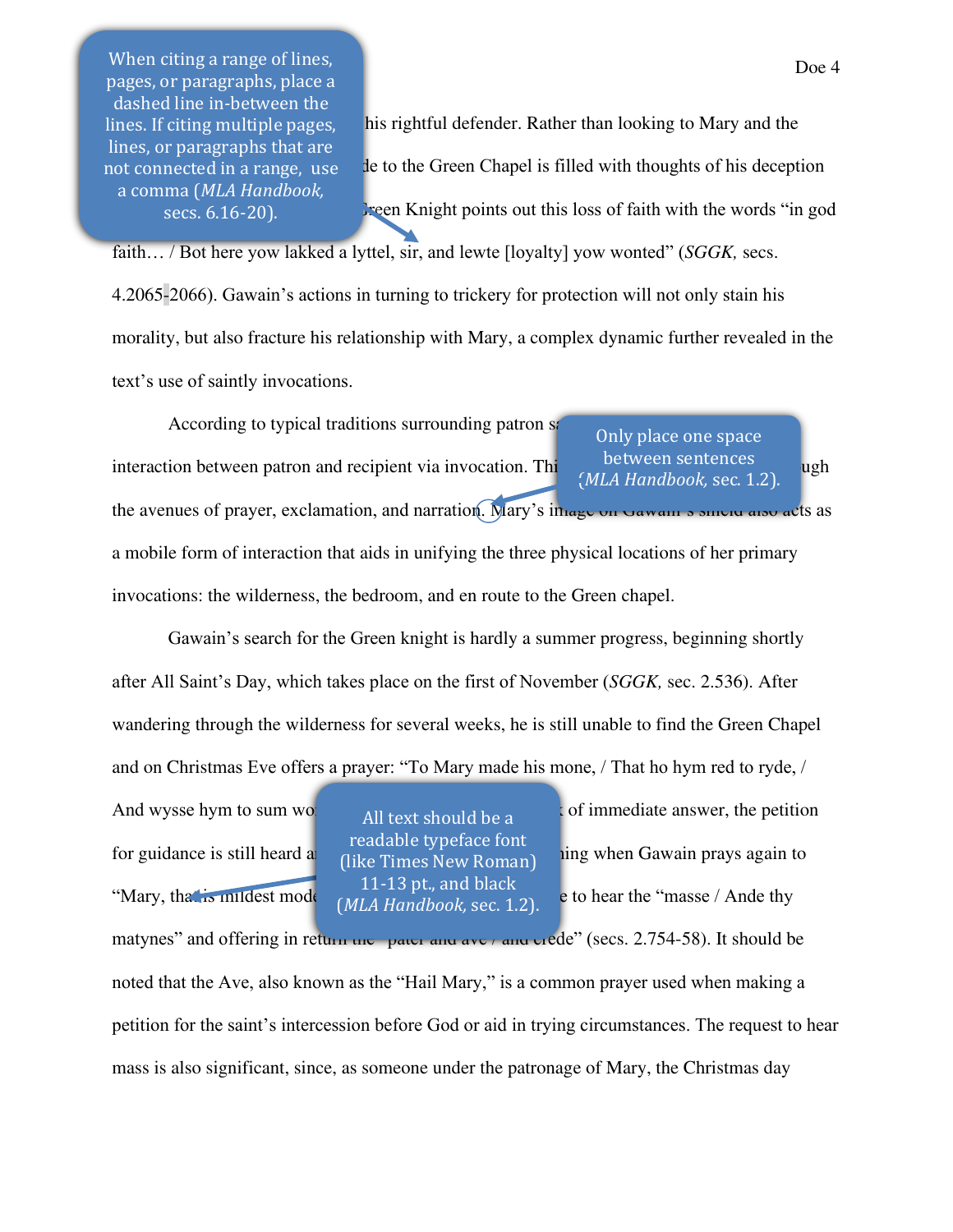When citing a range of lines, pages, or paragraphs, place a dashed line in-between the lines. If citing multiple pages, lines, or paragraphs that are not connected in a range, use a comma (*MLA Handbook,* secs. 6.16-20).

his rightful defender. Rather than looking to Mary and the de to the Green Chapel is filled with thoughts of his deception reen Knight points out this loss of faith with the words "in god faith… / Bot here yow lakked a lyttel, sir, and lewte [loyalty] yow wonted" (*SGGK,* secs. 4.2065-2066). Gawain's actions in turning to trickery for protection will not only stain his morality, but also fracture his relationship with Mary, a complex dynamic further revealed in the text's use of saintly invocations.

Only place one space between sentences (*MLA Handbook,* sec. 1.2).

According to typical traditions surrounding patron s interaction between patron and recipient via invocation. Thi ugh the avenues of prayer, exclamation, and narration. Mary's image on Gawain's shield also acts as a mobile form of interaction that aids in unifying the three physical locations of her primary invocations: the wilderness, the bedroom, and en route to the Green chapel.

Gawain's search for the Green knight is hardly a summer progress, beginning shortly after All Saint's Day, which takes place on the first of November (*SGGK,* sec. 2.536). After wandering through the wilderness for several weeks, he is still unable to find the Green Chapel and on Christmas Eve offers a prayer: "To Mary made his mone, / That ho hym red to ryde, / And wysse hym to sum wo of immediate answer, the petition for guidance is still heard a ing when Gawain prays again to "Mary, that is mildest mode e to hear the "masse / Ande thy matynes" and offering in return the "pater and ave / and crede" (secs. 2.754-58). It should be noted that the Ave, also known as the "Hail Mary," is a common prayer used when making a petition for the saint's intercession before God or aid in trying circumstances. The request to hear mass is also significant, since, as someone under the patronage of Mary, the Christmas day

All text should be a readable typeface font (like Times New Roman) 11-13 pt., and black (*MLA Handbook,* sec. 1.2).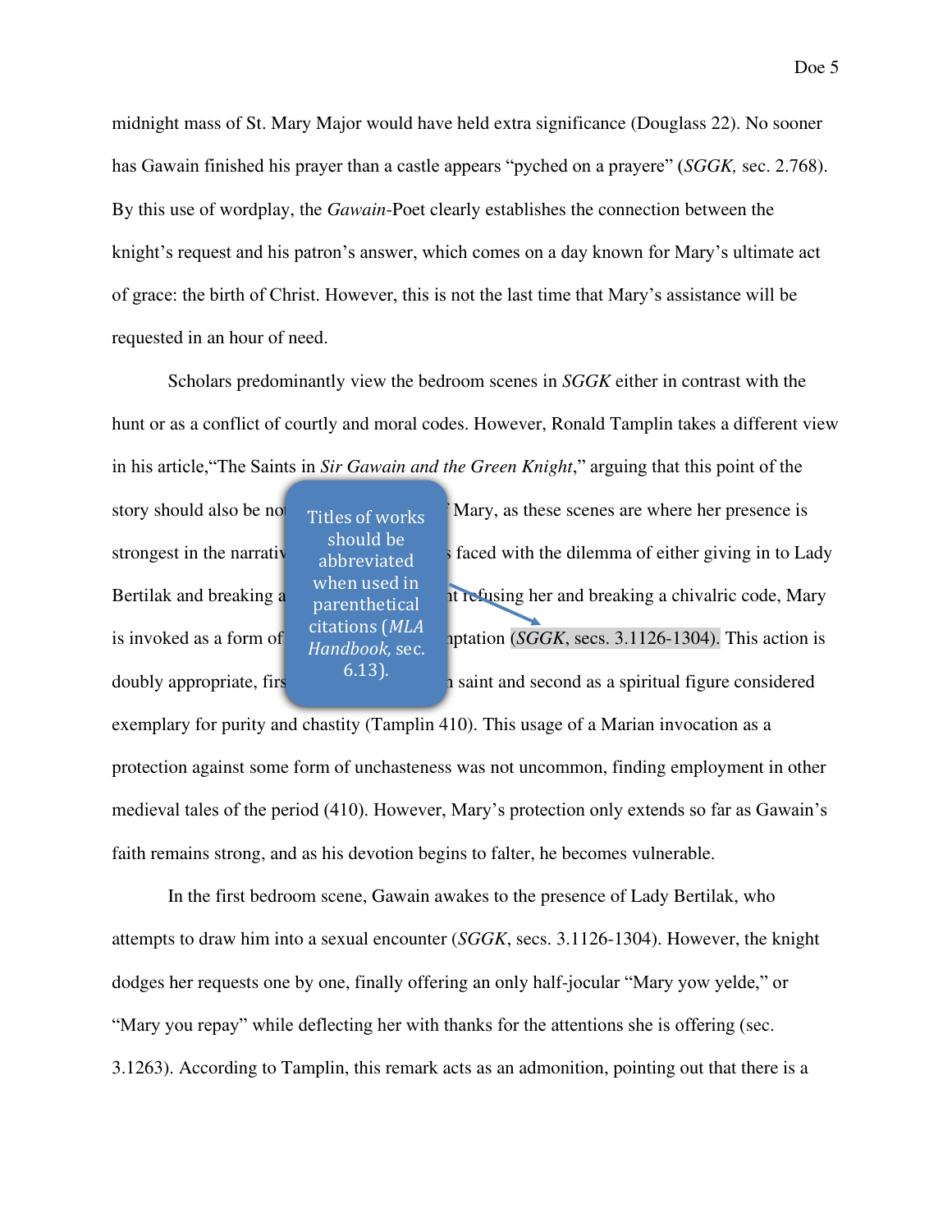midnight mass of St. Mary Major would have held extra significance (Douglass 22). No sooner has Gawain finished his prayer than a castle appears "pyched on a prayere" (*SGGK,* sec. 2.768). By this use of wordplay, the *Gawain*-Poet clearly establishes the connection between the knight's request and his patron's answer, which comes on a day known for Mary's ultimate act of grace: the birth of Christ. However, this is not the last time that Mary's assistance will be requested in an hour of need.

Scholars predominantly view the bedroom scenes in *SGGK* either in contrast with the hunt or as a conflict of courtly and moral codes. However, Ronald Tamplin takes a different view in his article,"The Saints in *Sir Gawain and the Green Knight*," arguing that this point of the story should also be no[...] Mary, as these scenes are where her presence is strongest in the narrativ[...] faced with the dilemma of either giving in to Lady Bertilak and breaking a[...]t refusing her and breaking a chivalric code, Mary is invoked as a form of [...]ptation (*SGGK*, secs. 3.1126-1304). This action is doubly appropriate, firs[...] saint and second as a spiritual figure considered exemplary for purity and chastity (Tamplin 410). This usage of a Marian invocation as a protection against some form of unchasteness was not uncommon, finding employment in other medieval tales of the period (410). However, Mary's protection only extends so far as Gawain's faith remains strong, and as his devotion begins to falter, he becomes vulnerable.

> Titles of works should be abbreviated when used in parenthetical citations (*MLA Handbook,* sec. 6.13).

In the first bedroom scene, Gawain awakes to the presence of Lady Bertilak, who attempts to draw him into a sexual encounter (*SGGK*, secs. 3.1126-1304). However, the knight dodges her requests one by one, finally offering an only half-jocular "Mary yow yelde," or "Mary you repay" while deflecting her with thanks for the attentions she is offering (sec. 3.1263). According to Tamplin, this remark acts as an admonition, pointing out that there is a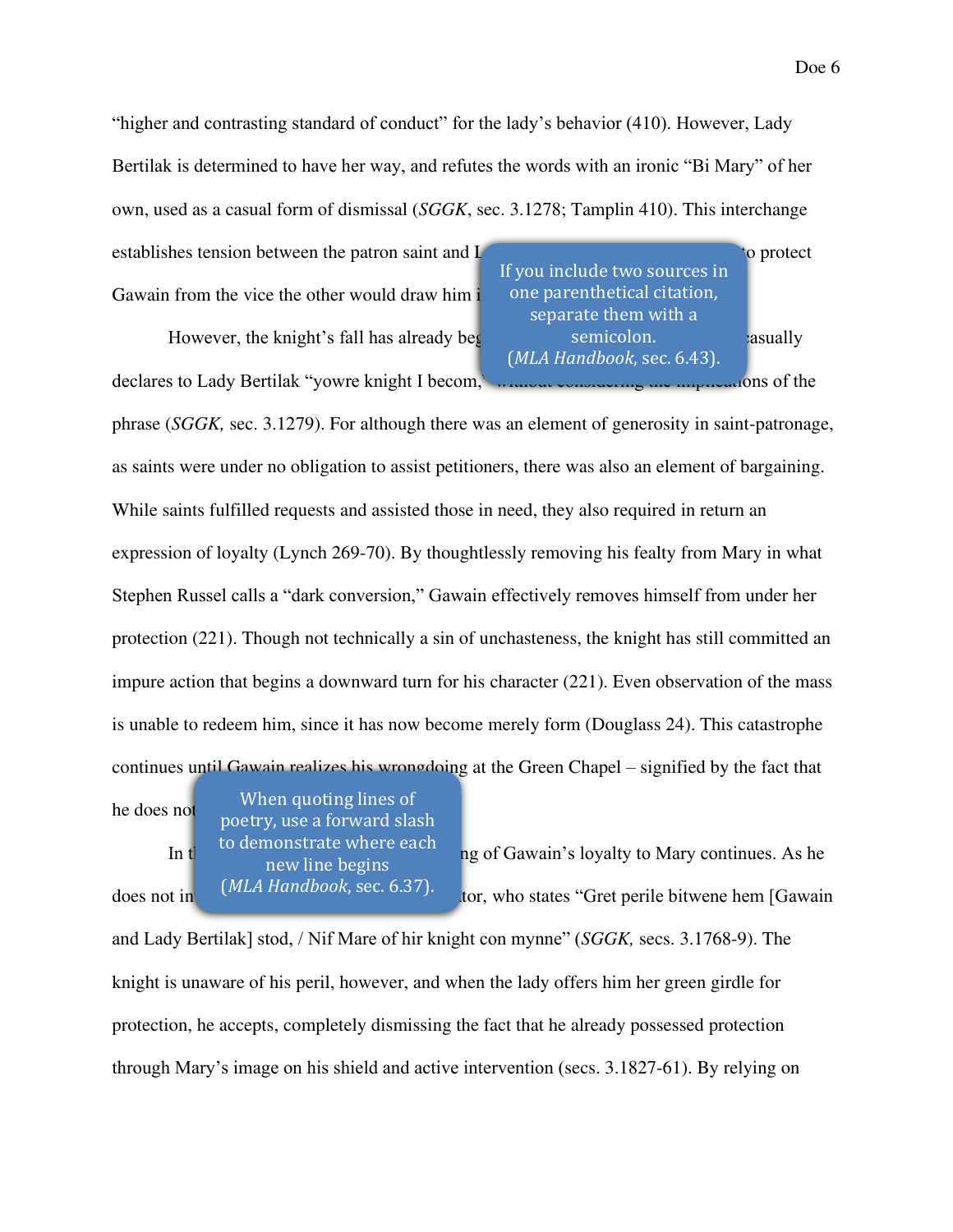"higher and contrasting standard of conduct" for the lady's behavior (410). However, Lady Bertilak is determined to have her way, and refutes the words with an ironic "Bi Mary" of her own, used as a casual form of dismissal (*SGGK*, sec. 3.1278; Tamplin 410). This interchange establishes tension between the patron saint and L                                        o protect Gawain from the vice the other would draw him i

If you include two sources in one parenthetical citation, separate them with a semicolon. (*MLA Handbook,* sec. 6.43).

However, the knight's fall has already beg                                        casually declares to Lady Bertilak "yowre knight I becom,"                                        ons of the phrase (*SGGK,* sec. 3.1279). For although there was an element of generosity in saint-patronage, as saints were under no obligation to assist petitioners, there was also an element of bargaining. While saints fulfilled requests and assisted those in need, they also required in return an expression of loyalty (Lynch 269-70). By thoughtlessly removing his fealty from Mary in what Stephen Russel calls a "dark conversion," Gawain effectively removes himself from under her protection (221). Though not technically a sin of unchasteness, the knight has still committed an impure action that begins a downward turn for his character (221). Even observation of the mass is unable to redeem him, since it has now become merely form (Douglass 24). This catastrophe continues until Gawain realizes his wrongdoing at the Green Chapel – signified by the fact that he does not

When quoting lines of poetry, use a forward slash to demonstrate where each new line begins (*MLA Handbook,* sec. 6.37).

In t                                        ng of Gawain's loyalty to Mary continues. As he does not in                                        tor, who states "Gret perile bitwene hem [Gawain and Lady Bertilak] stod, / Nif Mare of hir knight con mynne" (*SGGK,* secs. 3.1768-9). The knight is unaware of his peril, however, and when the lady offers him her green girdle for protection, he accepts, completely dismissing the fact that he already possessed protection through Mary's image on his shield and active intervention (secs. 3.1827-61). By relying on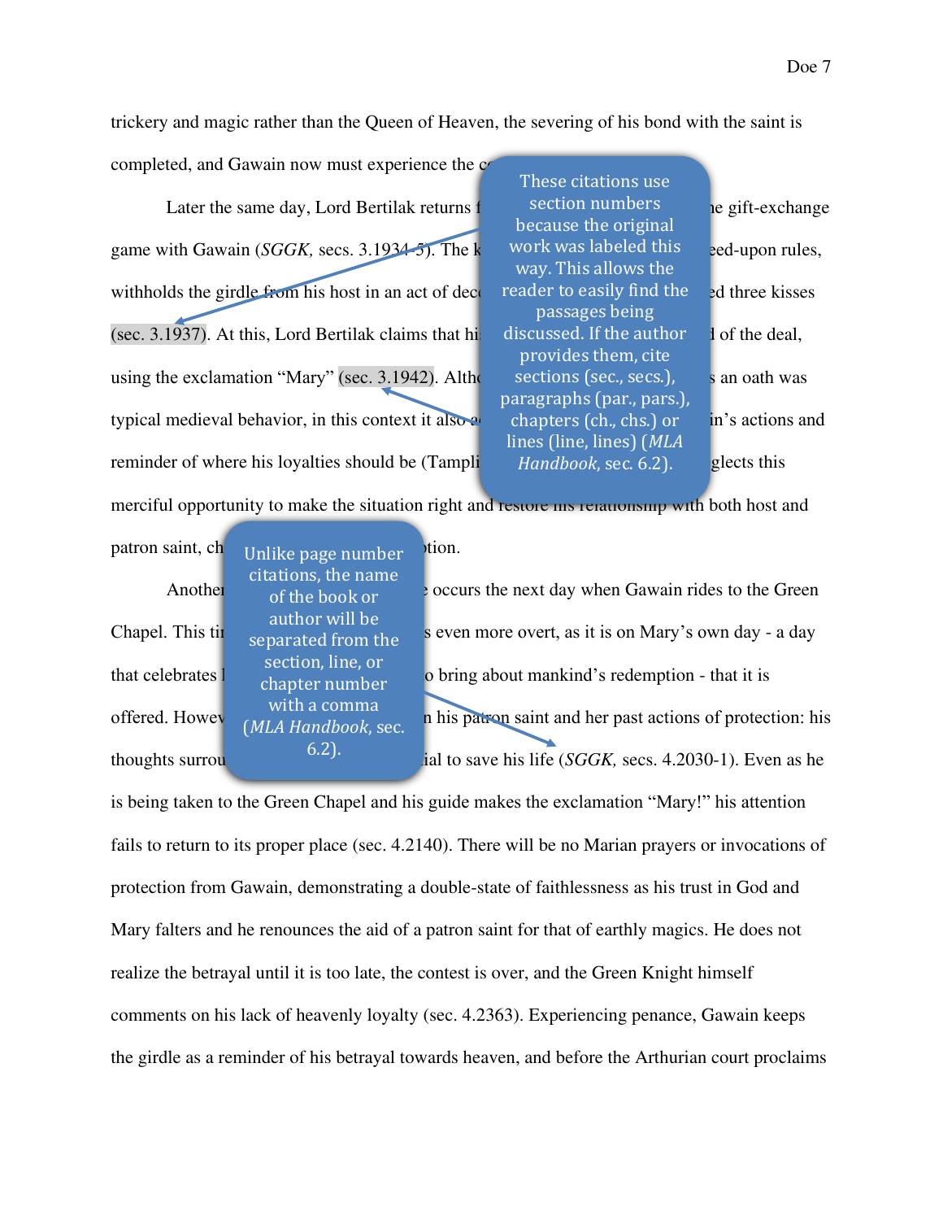trickery and magic rather than the Queen of Heaven, the severing of his bond with the saint is completed, and Gawain now must experience the c

Later the same day, Lord Bertilak returns f he gift-exchange game with Gawain (*SGGK*, secs. 3.1934-5). The k eed-upon rules, withholds the girdle from his host in an act of dec ed three kisses (sec. 3.1937). At this, Lord Bertilak claims that hi d of the deal, using the exclamation "Mary" (sec. 3.1942). Altho s an oath was typical medieval behavior, in this context it also a in's actions and reminder of where his loyalties should be (Tampli glects this merciful opportunity to make the situation right and restore his relationship with both host and patron saint, ch tion.

Another occurs the next day when Gawain rides to the Green Chapel. This ti s even more overt, as it is on Mary's own day - a day that celebrates l o bring about mankind's redemption - that it is offered. Howev n his patron saint and her past actions of protection: his thoughts surrou ial to save his life (*SGGK*, secs. 4.2030-1). Even as he is being taken to the Green Chapel and his guide makes the exclamation "Mary!" his attention fails to return to its proper place (sec. 4.2140). There will be no Marian prayers or invocations of protection from Gawain, demonstrating a double-state of faithlessness as his trust in God and Mary falters and he renounces the aid of a patron saint for that of earthly magics. He does not realize the betrayal until it is too late, the contest is over, and the Green Knight himself comments on his lack of heavenly loyalty (sec. 4.2363). Experiencing penance, Gawain keeps the girdle as a reminder of his betrayal towards heaven, and before the Arthurian court proclaims

These citations use section numbers because the original work was labeled this way. This allows the reader to easily find the passages being discussed. If the author provides them, cite sections (sec., secs.), paragraphs (par., pars.), chapters (ch., chs.) or lines (line, lines) (*MLA Handbook*, sec. 6.2).

Unlike page number citations, the name of the book or author will be separated from the section, line, or chapter number with a comma (*MLA Handbook*, sec. 6.2).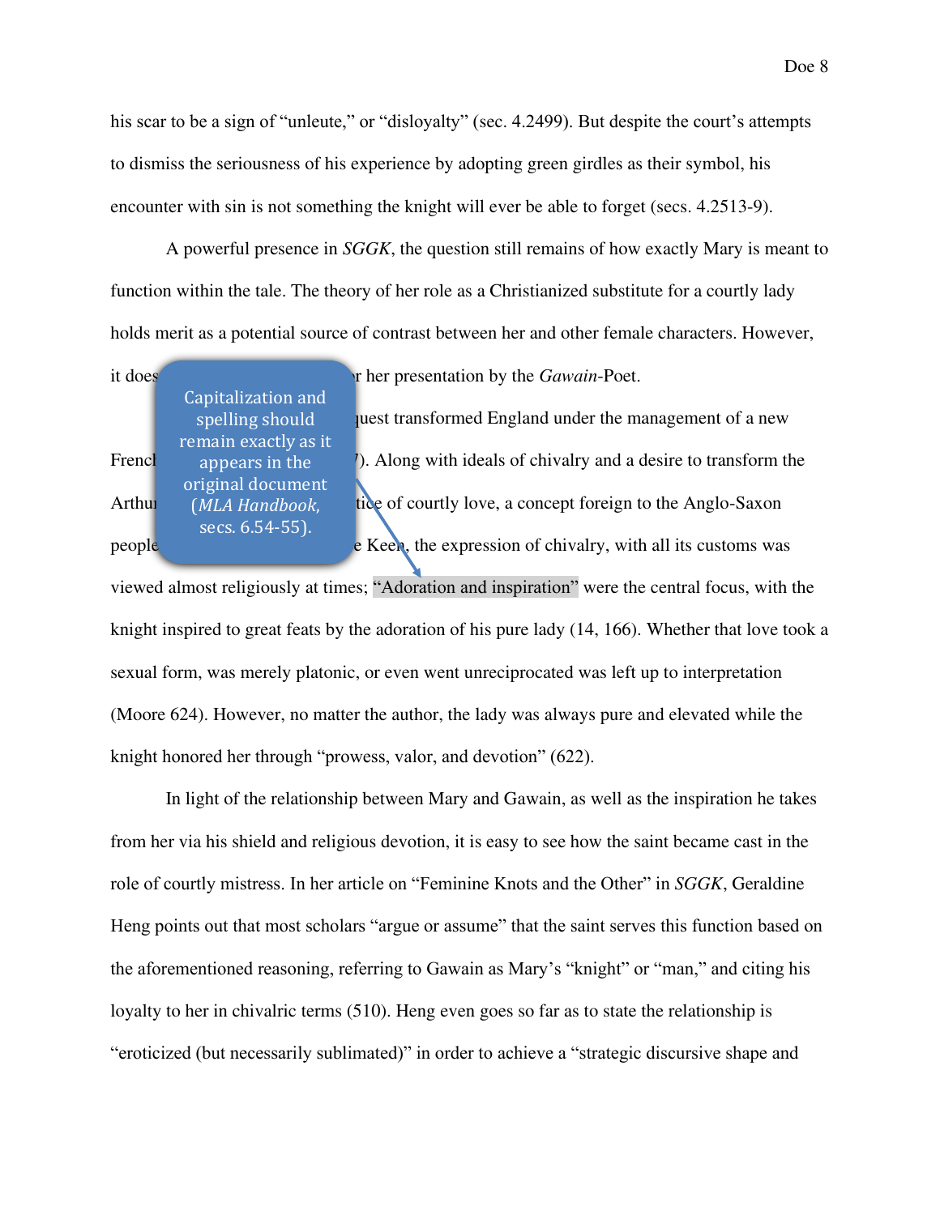his scar to be a sign of "unleute," or "disloyalty" (sec. 4.2499). But despite the court's attempts to dismiss the seriousness of his experience by adopting green girdles as their symbol, his encounter with sin is not something the knight will ever be able to forget (secs. 4.2513-9).

A powerful presence in *SGGK*, the question still remains of how exactly Mary is meant to function within the tale. The theory of her role as a Christianized substitute for a courtly lady holds merit as a potential source of contrast between her and other female characters. However, it does ... r her presentation by the *Gawain*-Poet.

... quest transformed England under the management of a new French ... 7). Along with ideals of chivalry and a desire to transform the Arthur ... tice of courtly love, a concept foreign to the Anglo-Saxon people ... e Keen, the expression of chivalry, with all its customs was viewed almost religiously at times; "Adoration and inspiration" were the central focus, with the knight inspired to great feats by the adoration of his pure lady (14, 166). Whether that love took a sexual form, was merely platonic, or even went unreciprocated was left up to interpretation (Moore 624). However, no matter the author, the lady was always pure and elevated while the knight honored her through "prowess, valor, and devotion" (622).

> Capitalization and spelling should remain exactly as it appears in the original document (*MLA Handbook,* secs. 6.54-55).

In light of the relationship between Mary and Gawain, as well as the inspiration he takes from her via his shield and religious devotion, it is easy to see how the saint became cast in the role of courtly mistress. In her article on "Feminine Knots and the Other" in *SGGK*, Geraldine Heng points out that most scholars "argue or assume" that the saint serves this function based on the aforementioned reasoning, referring to Gawain as Mary's "knight" or "man," and citing his loyalty to her in chivalric terms (510). Heng even goes so far as to state the relationship is "eroticized (but necessarily sublimated)" in order to achieve a "strategic discursive shape and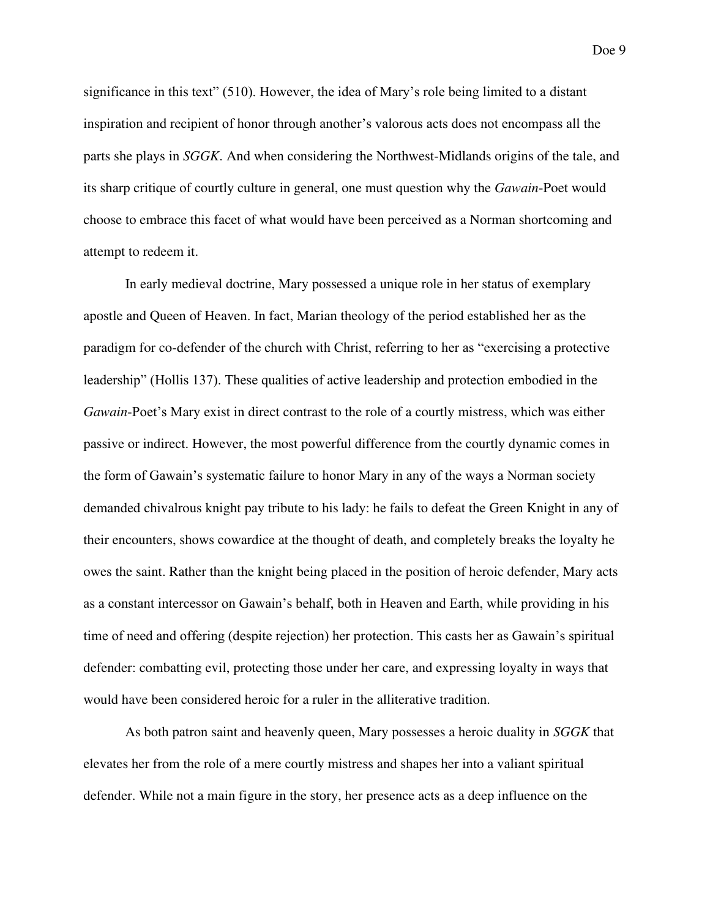significance in this text" (510). However, the idea of Mary's role being limited to a distant inspiration and recipient of honor through another's valorous acts does not encompass all the parts she plays in *SGGK*. And when considering the Northwest-Midlands origins of the tale, and its sharp critique of courtly culture in general, one must question why the *Gawain*-Poet would choose to embrace this facet of what would have been perceived as a Norman shortcoming and attempt to redeem it.

In early medieval doctrine, Mary possessed a unique role in her status of exemplary apostle and Queen of Heaven. In fact, Marian theology of the period established her as the paradigm for co-defender of the church with Christ, referring to her as "exercising a protective leadership" (Hollis 137). These qualities of active leadership and protection embodied in the *Gawain*-Poet's Mary exist in direct contrast to the role of a courtly mistress, which was either passive or indirect. However, the most powerful difference from the courtly dynamic comes in the form of Gawain's systematic failure to honor Mary in any of the ways a Norman society demanded chivalrous knight pay tribute to his lady: he fails to defeat the Green Knight in any of their encounters, shows cowardice at the thought of death, and completely breaks the loyalty he owes the saint. Rather than the knight being placed in the position of heroic defender, Mary acts as a constant intercessor on Gawain's behalf, both in Heaven and Earth, while providing in his time of need and offering (despite rejection) her protection. This casts her as Gawain's spiritual defender: combatting evil, protecting those under her care, and expressing loyalty in ways that would have been considered heroic for a ruler in the alliterative tradition.

As both patron saint and heavenly queen, Mary possesses a heroic duality in *SGGK* that elevates her from the role of a mere courtly mistress and shapes her into a valiant spiritual defender. While not a main figure in the story, her presence acts as a deep influence on the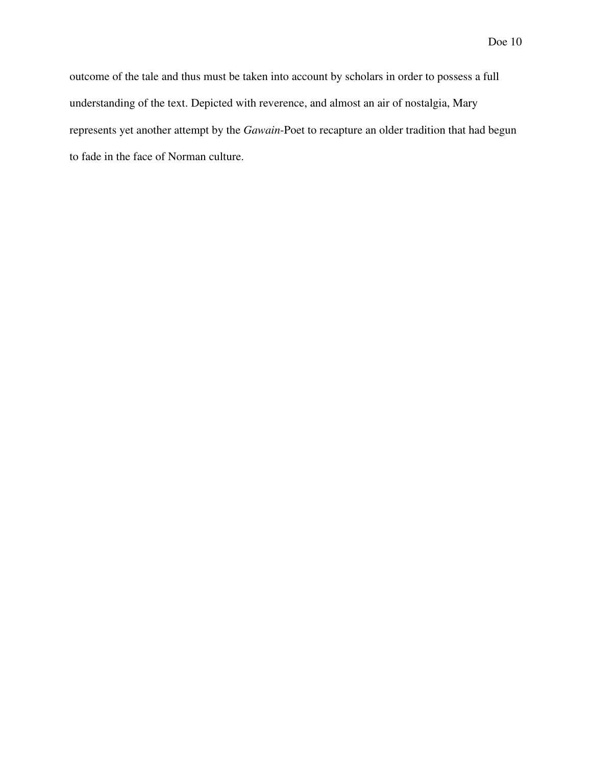outcome of the tale and thus must be taken into account by scholars in order to possess a full understanding of the text. Depicted with reverence, and almost an air of nostalgia, Mary represents yet another attempt by the *Gawain*-Poet to recapture an older tradition that had begun to fade in the face of Norman culture.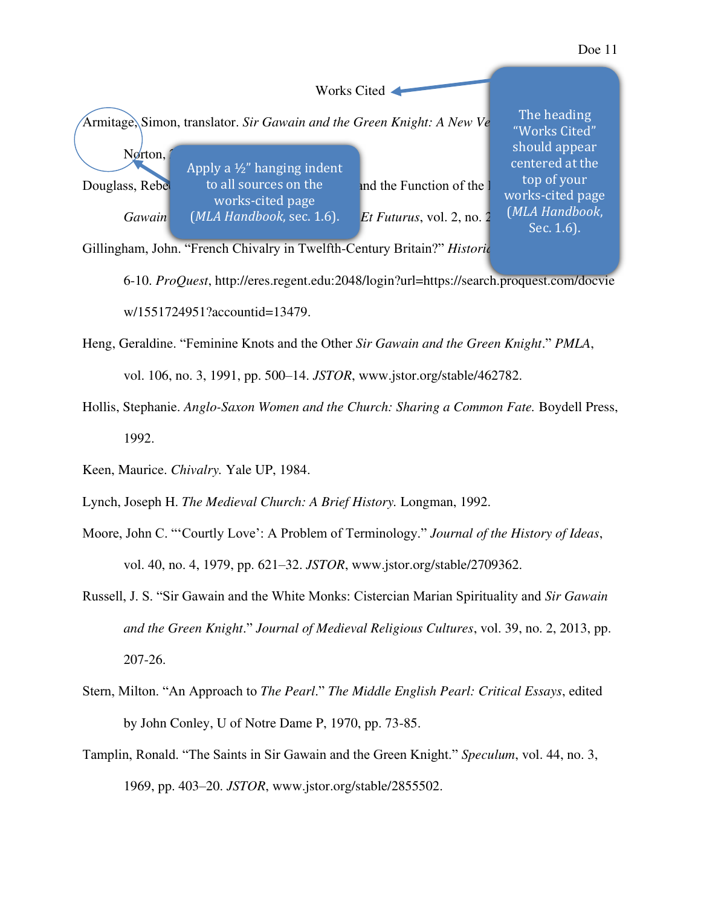# Works Cited

Armitage, Simon, translator. *Sir Gawain and the Green Knight: A New Ve*

Norton, 

Douglass, Rebe                                                    and the Function of the 

*Gawain*                                                    *Et Futurus*, vol. 2, no. 2

Apply a ½" hanging indent to all sources on the works-cited page (*MLA Handbook*, sec. 1.6).

The heading "Works Cited" should appear centered at the top of your works-cited page (*MLA Handbook*, Sec. 1.6).

Gillingham, John. "French Chivalry in Twelfth-Century Britain?" *Historic*

6-10. *ProQuest*, http://eres.regent.edu:2048/login?url=https://search.proquest.com/docview/1551724951?accountid=13479.

Heng, Geraldine. "Feminine Knots and the Other *Sir Gawain and the Green Knight*." *PMLA*, vol. 106, no. 3, 1991, pp. 500–14. *JSTOR*, www.jstor.org/stable/462782.

Hollis, Stephanie. *Anglo-Saxon Women and the Church: Sharing a Common Fate.* Boydell Press, 1992.

Keen, Maurice. *Chivalry.* Yale UP, 1984.

Lynch, Joseph H. *The Medieval Church: A Brief History.* Longman, 1992.

Moore, John C. "'Courtly Love': A Problem of Terminology." *Journal of the History of Ideas*, vol. 40, no. 4, 1979, pp. 621–32. *JSTOR*, www.jstor.org/stable/2709362.

Russell, J. S. "Sir Gawain and the White Monks: Cistercian Marian Spirituality and *Sir Gawain and the Green Knight*." *Journal of Medieval Religious Cultures*, vol. 39, no. 2, 2013, pp. 207-26.

Stern, Milton. "An Approach to *The Pearl*." *The Middle English Pearl: Critical Essays*, edited by John Conley, U of Notre Dame P, 1970, pp. 73-85.

Tamplin, Ronald. "The Saints in Sir Gawain and the Green Knight." *Speculum*, vol. 44, no. 3, 1969, pp. 403–20. *JSTOR*, www.jstor.org/stable/2855502.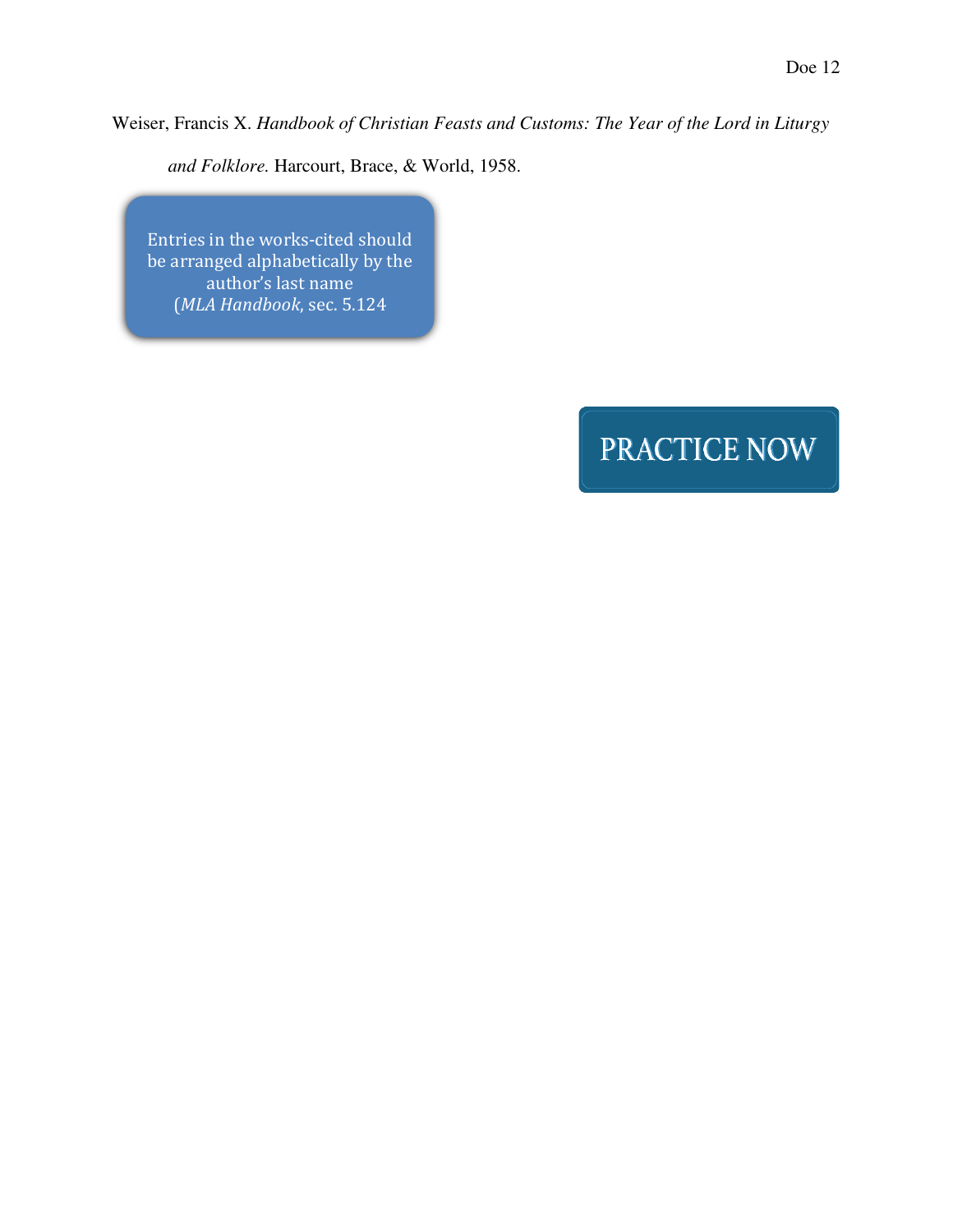Weiser, Francis X. *Handbook of Christian Feasts and Customs: The Year of the Lord in Liturgy and Folklore.* Harcourt, Brace, & World, 1958.

Entries in the works-cited should be arranged alphabetically by the author's last name (*MLA Handbook,* sec. 5.124

PRACTICE NOW